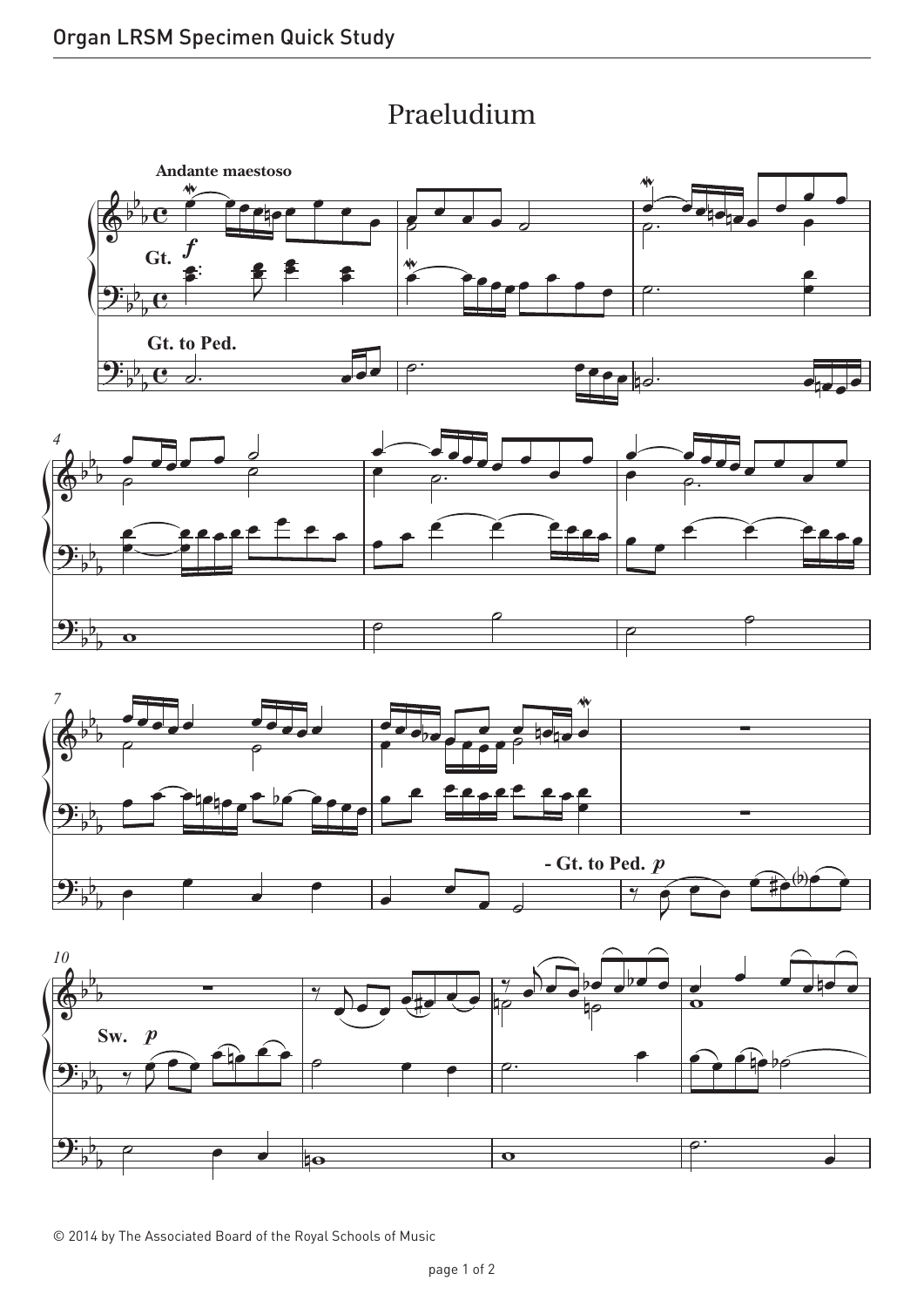# Praeludium

**Andante maestoso**

© 2014 by The Associated Board of the Royal Schools of Music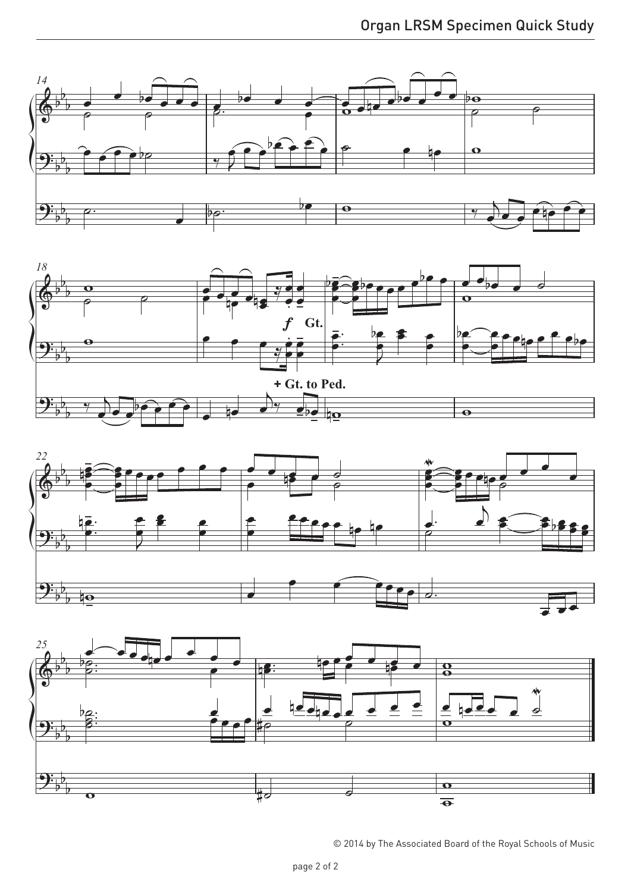© 2014 by The Associated Board of the Royal Schools of Music